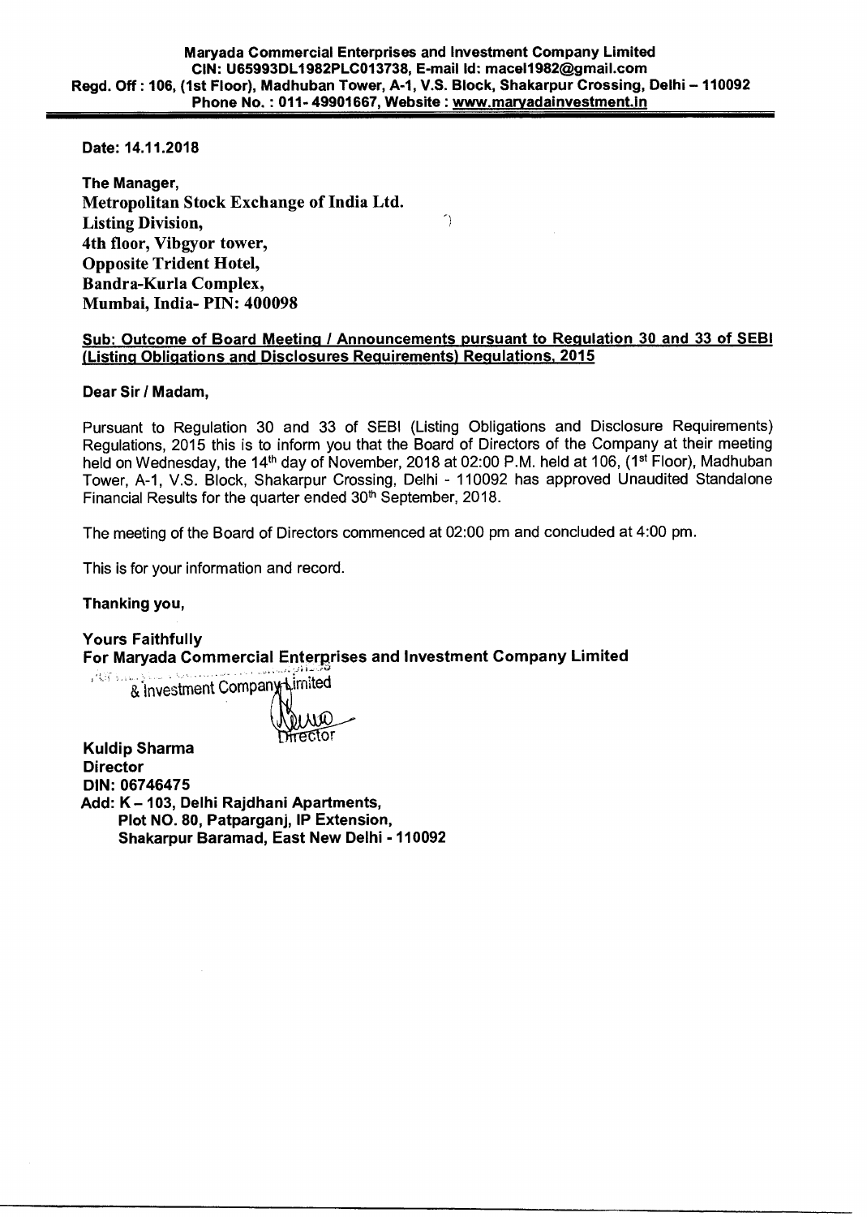**Maryada Commercial Enterprises and Investment Company Limited**
**CIN: U65993DL1982PLC013738, E-mail Id: macel1982@gmail.com**
**Regd. Off : 106, (1st Floor), Madhuban Tower, A-1, V.S. Block, Shakarpur Crossing, Delhi – 110092**
**Phone No. : 011- 49901667, Website : www.maryadainvestment.in**

---

**Date: 14.11.2018**

**The Manager,**
**Metropolitan Stock Exchange of India Ltd.**
**Listing Division,**
**4th floor, Vibgyor tower,**
**Opposite Trident Hotel,**
**Bandra-Kurla Complex,**
**Mumbai, India- PIN: 400098**

**Sub: Outcome of Board Meeting / Announcements pursuant to Regulation 30 and 33 of SEBI (Listing Obligations and Disclosures Requirements) Regulations, 2015**

**Dear Sir / Madam,**

Pursuant to Regulation 30 and 33 of SEBI (Listing Obligations and Disclosure Requirements) Regulations, 2015 this is to inform you that the Board of Directors of the Company at their meeting held on Wednesday, the 14th day of November, 2018 at 02:00 P.M. held at 106, (1st Floor), Madhuban Tower, A-1, V.S. Block, Shakarpur Crossing, Delhi - 110092 has approved Unaudited Standalone Financial Results for the quarter ended 30th September, 2018.

The meeting of the Board of Directors commenced at 02:00 pm and concluded at 4:00 pm.

This is for your information and record.

**Thanking you,**

**Yours Faithfully**
**For Maryada Commercial Enterprises and Investment Company Limited**

& Investment Company Limited

Director

**Kuldip Sharma**
**Director**
**DIN: 06746475**
**Add: K – 103, Delhi Rajdhani Apartments,**
**Plot NO. 80, Patparganj, IP Extension,**
**Shakarpur Baramad, East New Delhi - 110092**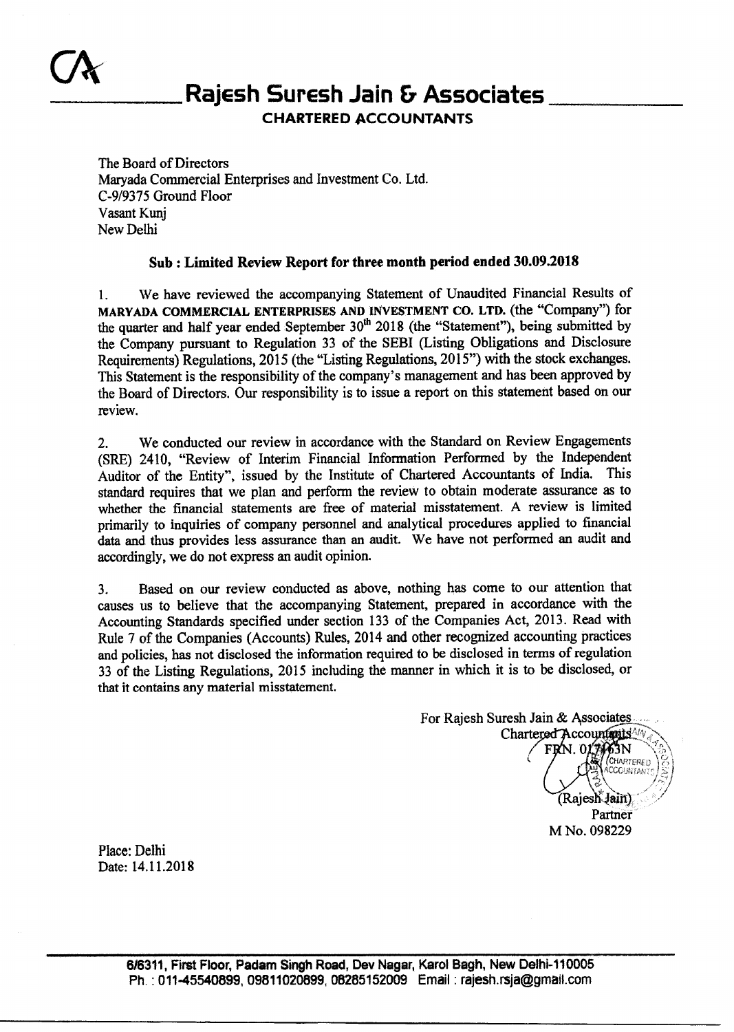# Rajesh Suresh Jain & Associates

**CHARTERED ACCOUNTANTS**

The Board of Directors
Maryada Commercial Enterprises and Investment Co. Ltd.
C-9/9375 Ground Floor
Vasant Kunj
New Delhi

**Sub : Limited Review Report for three month period ended 30.09.2018**

1. We have reviewed the accompanying Statement of Unaudited Financial Results of MARYADA COMMERCIAL ENTERPRISES AND INVESTMENT CO. LTD. (the "Company") for the quarter and half year ended September 30th 2018 (the "Statement"), being submitted by the Company pursuant to Regulation 33 of the SEBI (Listing Obligations and Disclosure Requirements) Regulations, 2015 (the "Listing Regulations, 2015") with the stock exchanges. This Statement is the responsibility of the company's management and has been approved by the Board of Directors. Our responsibility is to issue a report on this statement based on our review.

2. We conducted our review in accordance with the Standard on Review Engagements (SRE) 2410, "Review of Interim Financial Information Performed by the Independent Auditor of the Entity", issued by the Institute of Chartered Accountants of India. This standard requires that we plan and perform the review to obtain moderate assurance as to whether the financial statements are free of material misstatement. A review is limited primarily to inquiries of company personnel and analytical procedures applied to financial data and thus provides less assurance than an audit. We have not performed an audit and accordingly, we do not express an audit opinion.

3. Based on our review conducted as above, nothing has come to our attention that causes us to believe that the accompanying Statement, prepared in accordance with the Accounting Standards specified under section 133 of the Companies Act, 2013. Read with Rule 7 of the Companies (Accounts) Rules, 2014 and other recognized accounting practices and policies, has not disclosed the information required to be disclosed in terms of regulation 33 of the Listing Regulations, 2015 including the manner in which it is to be disclosed, or that it contains any material misstatement.

For Rajesh Suresh Jain & Associates
Chartered Accountants
FRN. 017163N

(Rajesh Jain)
Partner
M No. 098229

Place: Delhi
Date: 14.11.2018

6/6311, First Floor, Padam Singh Road, Dev Nagar, Karol Bagh, New Delhi-110005
Ph. : 011-45540899, 09811020899, 08285152009 Email : rajesh.rsja@gmail.com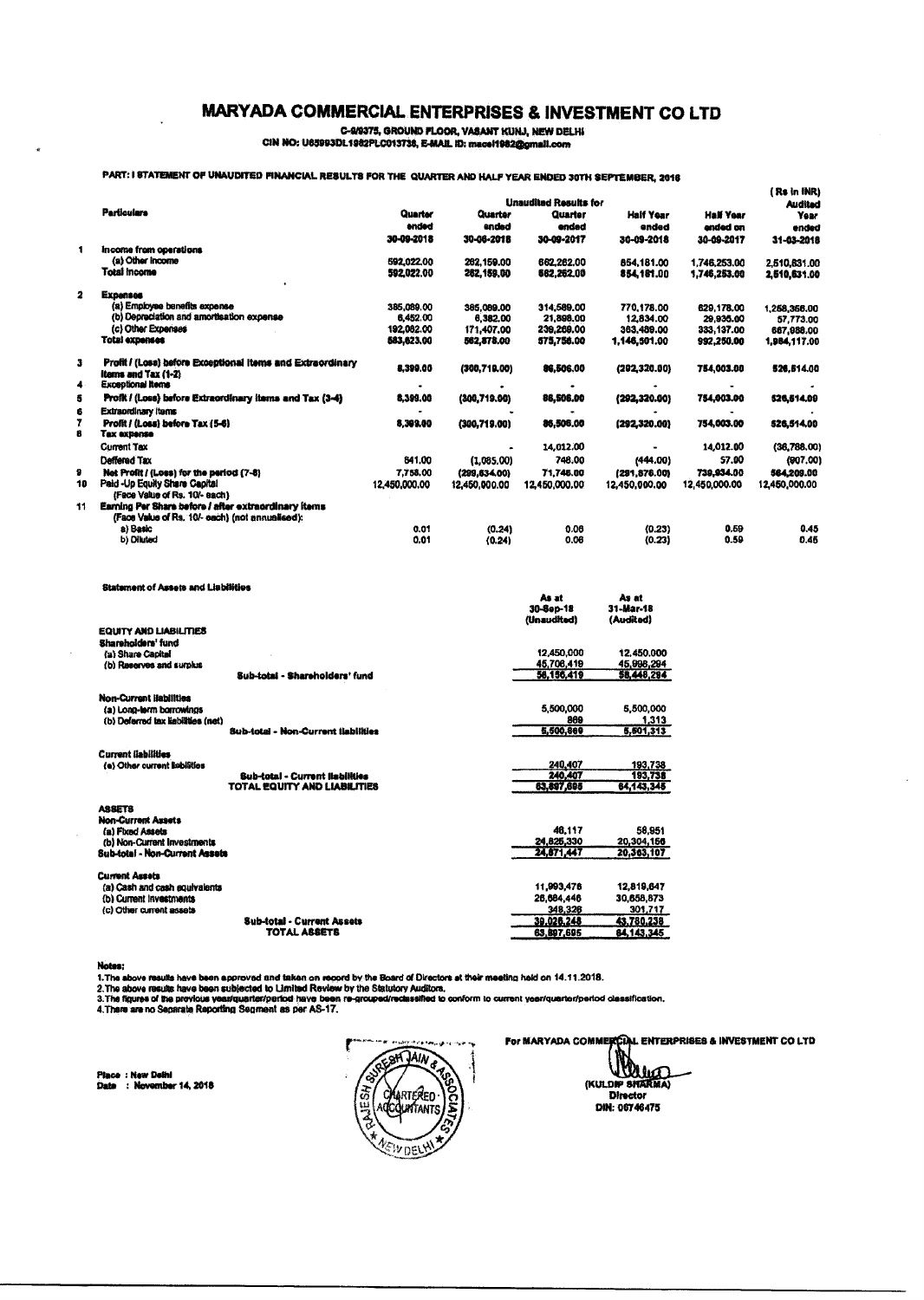# MARYADA COMMERCIAL ENTERPRISES & INVESTMENT CO LTD

C-9/9375, GROUND FLOOR, VASANT KUNJ, NEW DELHI
CIN NO: U65993DL1982PLC013738, E-MAIL ID: macel1982@gmail.com

PART: I STATEMENT OF UNAUDITED FINANCIAL RESULTS FOR THE QUARTER AND HALF YEAR ENDED 30TH SEPTEMBER, 2018

(Rs in INR)

| | Particulars | Unaudited Results for | | | | | Audited |
|---|---|---|---|---|---|---|---|
| | | Quarter ended 30-09-2018 | Quarter ended 30-06-2018 | Quarter ended 30-09-2017 | Half Year ended 30-09-2018 | Half Year ended on 30-09-2017 | Year ended 31-03-2018 |
| 1 | Income from operations | | | | | | |
| | (a) Other Income | 592,022.00 | 262,159.00 | 662,262.00 | 854,181.00 | 1,746,253.00 | 2,510,631.00 |
| | Total Income | 592,022.00 | 262,159.00 | 662,262.00 | 854,181.00 | 1,746,253.00 | 2,510,631.00 |
| 2 | Expenses | | | | | | |
| | (a) Employee benefits expense | 385,089.00 | 385,089.00 | 314,589.00 | 770,178.00 | 629,178.00 | 1,258,356.00 |
| | (b) Depreciation and amortisation expense | 6,452.00 | 6,382.00 | 21,898.00 | 12,834.00 | 29,935.00 | 57,773.00 |
| | (c) Other Expenses | 192,082.00 | 171,407.00 | 239,269.00 | 363,489.00 | 333,137.00 | 667,988.00 |
| | Total expenses | 583,623.00 | 562,878.00 | 575,756.00 | 1,146,501.00 | 992,250.00 | 1,984,117.00 |
| 3 | Profit / (Loss) before Exceptional Items and Extraordinary Items and Tax (1-2) | 8,399.00 | (300,719.00) | 86,506.00 | (292,320.00) | 754,003.00 | 526,514.00 |
| 4 | Exceptional Items | - | - | - | - | - | - |
| 5 | Profit / (Loss) before Extraordinary Items and Tax (3-4) | 8,399.00 | (300,719.00) | 86,506.00 | (292,320.00) | 754,003.00 | 526,514.00 |
| 6 | Extraordinary Items | - | - | - | - | - | - |
| 7 | Profit / (Loss) before Tax (5-6) | 8,399.00 | (300,719.00) | 86,506.00 | (292,320.00) | 754,003.00 | 526,514.00 |
| 8 | Tax expense | | | | | | |
| | Current Tax | | - | 14,012.00 | - | 14,012.00 | (36,788.00) |
| | Deffered Tax | 641.00 | (1,085.00) | 748.00 | (444.00) | 57.00 | (907.00) |
| 9 | Net Profit / (Loss) for the period (7-8) | 7,758.00 | (299,634.00) | 71,746.00 | (291,876.00) | 739,934.00 | 564,209.00 |
| 10 | Paid -Up Equity Share Capital (Face Value of Rs. 10/- each) | 12,450,000.00 | 12,450,000.00 | 12,450,000.00 | 12,450,000.00 | 12,450,000.00 | 12,450,000.00 |
| 11 | Earning Per Share before / after extraordinary items (Face Value of Rs. 10/- each) (not annualised): | | | | | | |
| | a) Basic | 0.01 | (0.24) | 0.06 | (0.23) | 0.59 | 0.45 |
| | b) Diluted | 0.01 | (0.24) | 0.06 | (0.23) | 0.59 | 0.45 |

**Statement of Assets and Liabilities**

| Particulars | As at 30-Sep-18 (Unaudited) | As at 31-Mar-18 (Audited) |
|---|---|---|
| **EQUITY AND LIABILITIES** | | |
| Shareholders' fund | | |
| (a) Share Capital | 12,450,000 | 12,450,000 |
| (b) Reserves and surplus | 45,706,419 | 45,998,294 |
| Sub-total - Shareholders' fund | 58,156,419 | 58,448,294 |
| Non-Current liabilities | | |
| (a) Long-term borrowings | 5,500,000 | 5,500,000 |
| (b) Deferred tax liabilities (net) | 869 | 1,313 |
| Sub-total - Non-Current liabilities | 5,500,869 | 5,501,313 |
| Current liabilities | | |
| (a) Other current liabilities | 240,407 | 193,738 |
| Sub-total - Current liabilities | 240,407 | 193,738 |
| TOTAL EQUITY AND LIABILITIES | 63,897,695 | 64,143,345 |
| **ASSETS** | | |
| Non-Current Assets | | |
| (a) Fixed Assets | 46,117 | 58,951 |
| (b) Non-Current Investments | 24,825,330 | 20,304,156 |
| Sub-total - Non-Current Assets | 24,871,447 | 20,363,107 |
| Current Assets | | |
| (a) Cash and cash equivalents | 11,993,476 | 12,819,647 |
| (b) Current Investments | 26,684,446 | 30,658,873 |
| (c) Other current assets | 348,326 | 301,717 |
| Sub-total - Current Assets | 39,026,248 | 43,780,238 |
| TOTAL ASSETS | 63,897,695 | 64,143,345 |

Notes:

1. The above results have been approved and taken on record by the Board of Directors at their meeting held on 14.11.2018.
2. The above results have been subjected to Limited Review by the Statutory Auditors.
3. The figures of the previous year/quarter/period have been re-grouped/reclassified to conform to current year/quarter/period classification.
4. There are no Separate Reporting Segment as per AS-17.

Place : New Delhi
Date : November 14, 2018

For MARYADA COMMERCIAL ENTERPRISES & INVESTMENT CO LTD

(KULDIP SHARMA)
Director
DIN: 06746475